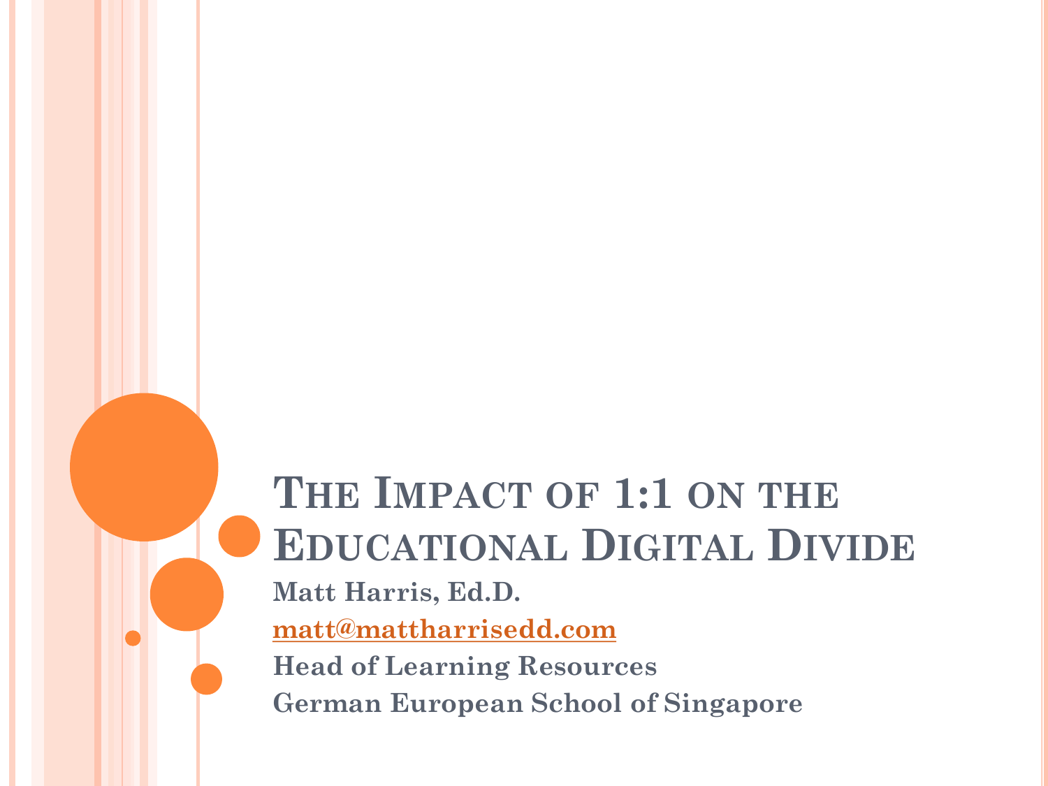# The Impact of 1:1 on the Educational Digital Divide

**Matt Harris, Ed.D.**

**matt@mattharrisedd.com**

**Head of Learning Resources**

**German European School of Singapore**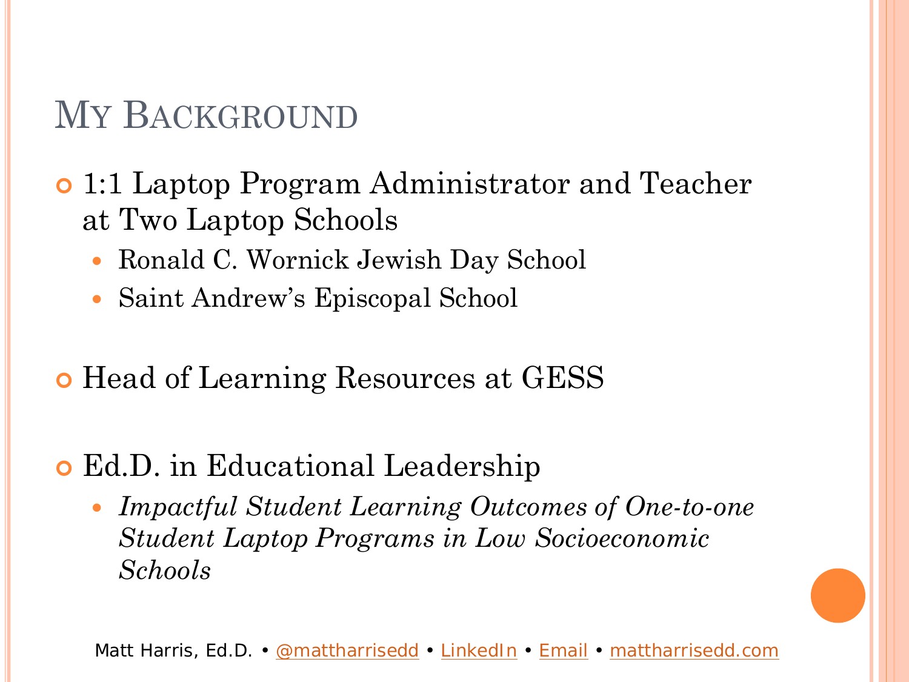# My Background

- 1:1 Laptop Program Administrator and Teacher at Two Laptop Schools
  - Ronald C. Wornick Jewish Day School
  - Saint Andrew's Episcopal School

- Head of Learning Resources at GESS

- Ed.D. in Educational Leadership
  - *Impactful Student Learning Outcomes of One-to-one Student Laptop Programs in Low Socioeconomic Schools*

Matt Harris, Ed.D. • @mattharrisedd • LinkedIn • Email • mattharrisedd.com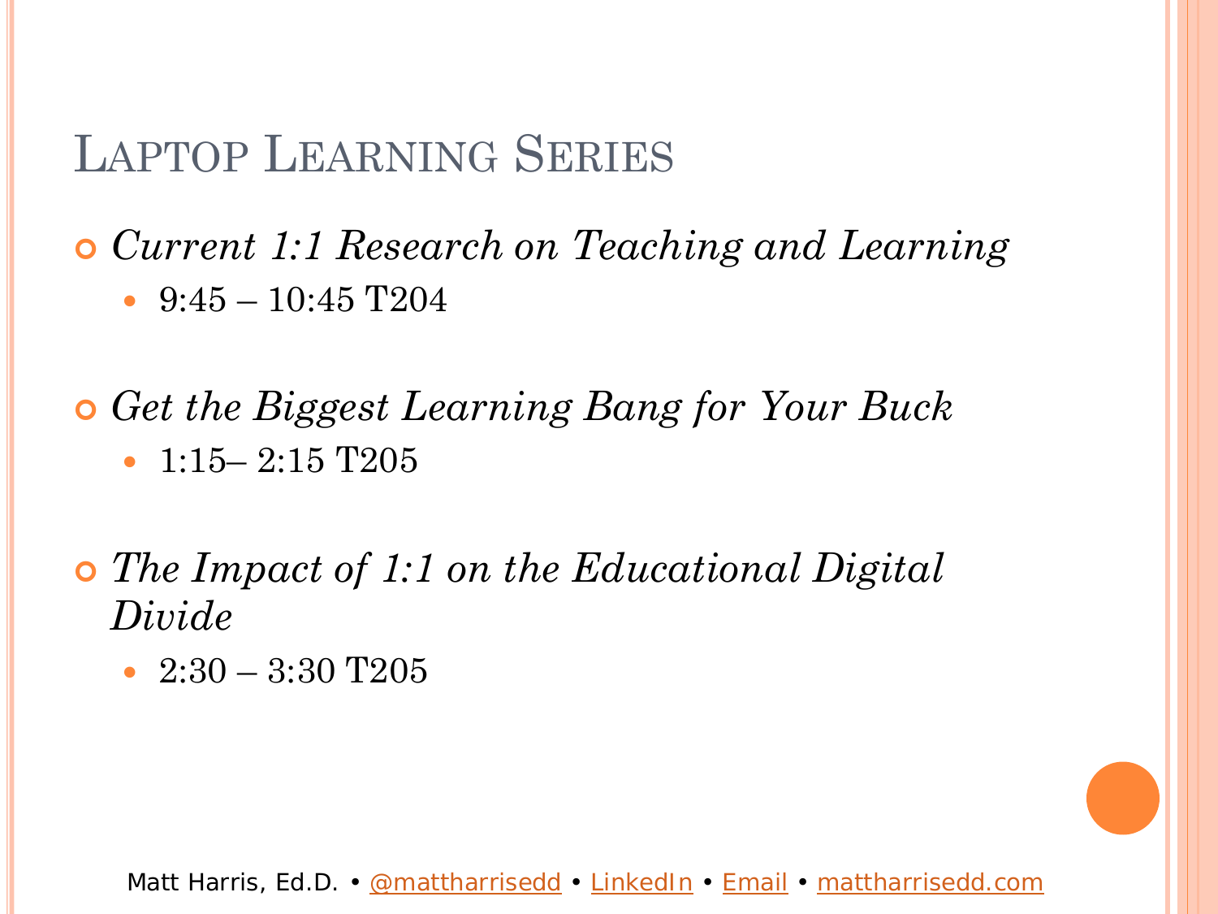# Laptop Learning Series

- *Current 1:1 Research on Teaching and Learning*
  - 9:45 – 10:45 T204
- *Get the Biggest Learning Bang for Your Buck*
  - 1:15– 2:15 T205
- *The Impact of 1:1 on the Educational Digital Divide*
  - 2:30 – 3:30 T205

Matt Harris, Ed.D. • @mattharrisedd • LinkedIn • Email • mattharrisedd.com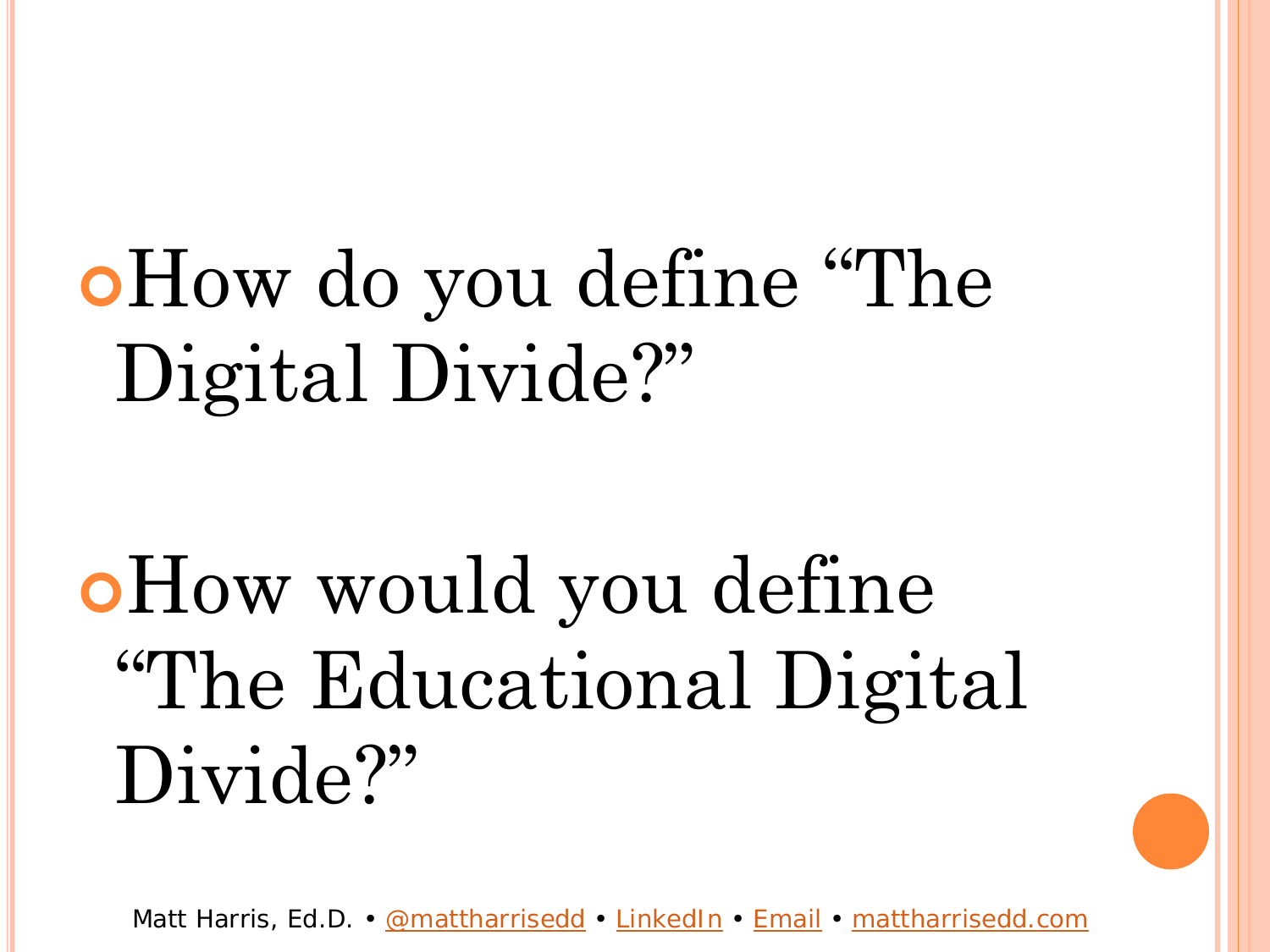- How do you define “The Digital Divide?”

- How would you define “The Educational Digital Divide?”

Matt Harris, Ed.D. • @mattharrisedd • LinkedIn • Email • mattharrisedd.com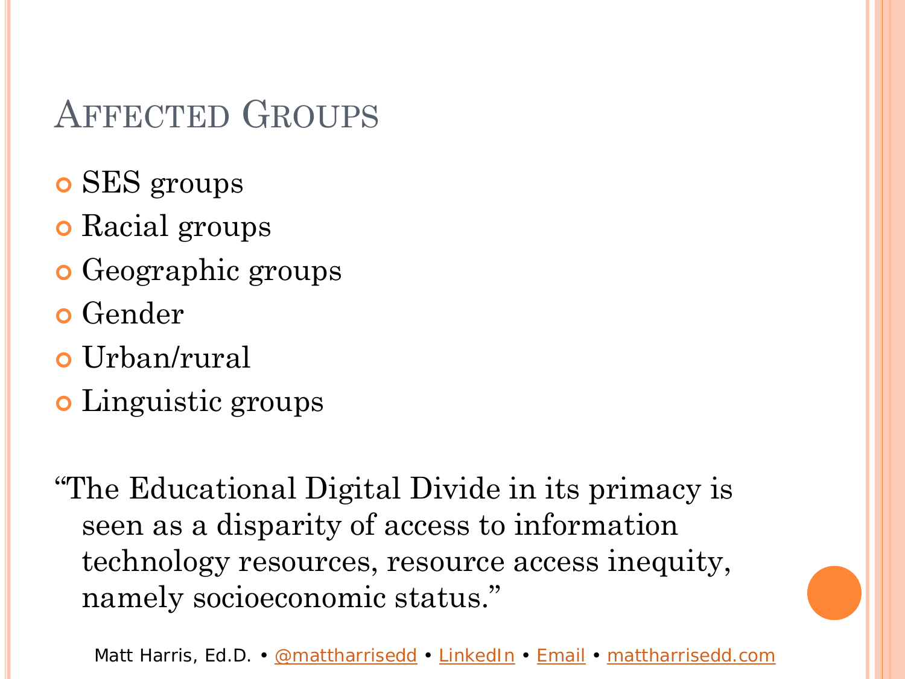## Affected Groups

- SES groups
- Racial groups
- Geographic groups
- Gender
- Urban/rural
- Linguistic groups

"The Educational Digital Divide in its primacy is seen as a disparity of access to information technology resources, resource access inequity, namely socioeconomic status."

Matt Harris, Ed.D. • @mattharrisedd • LinkedIn • Email • mattharrisedd.com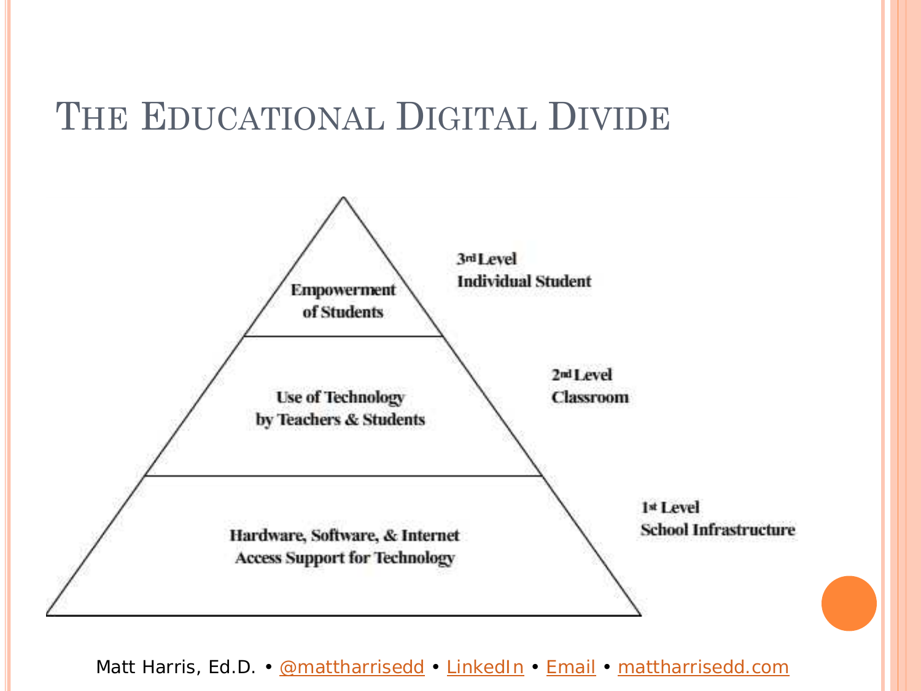# The Educational Digital Divide

Empowerment of Students — 3rd Level: Individual Student

Use of Technology by Teachers & Students — 2nd Level: Classroom

Hardware, Software, & Internet Access Support for Technology — 1st Level: School Infrastructure

Matt Harris, Ed.D. • @mattharrisedd • LinkedIn • Email • mattharrisedd.com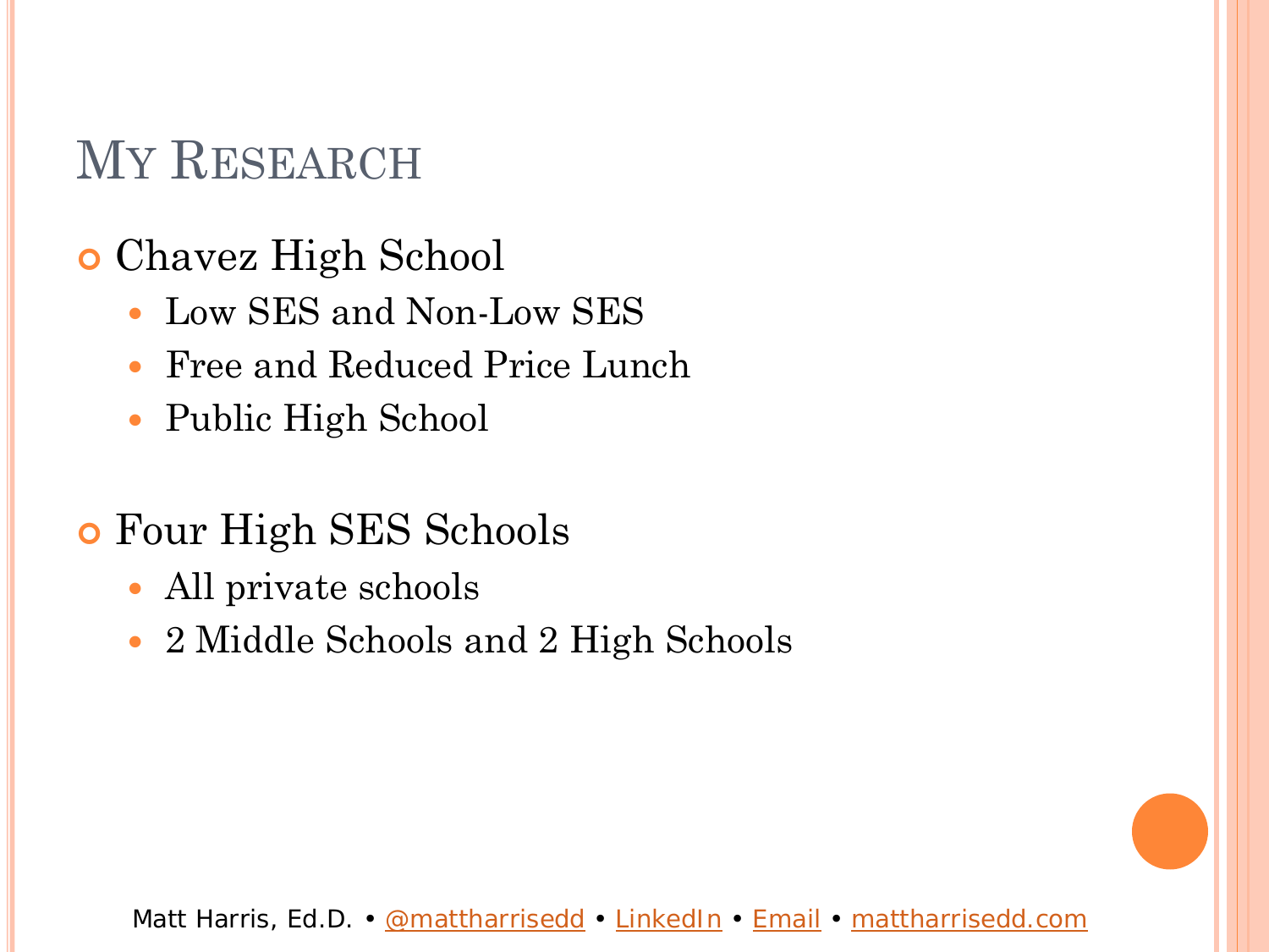# My Research

- Chavez High School
  - Low SES and Non-Low SES
  - Free and Reduced Price Lunch
  - Public High School
- Four High SES Schools
  - All private schools
  - 2 Middle Schools and 2 High Schools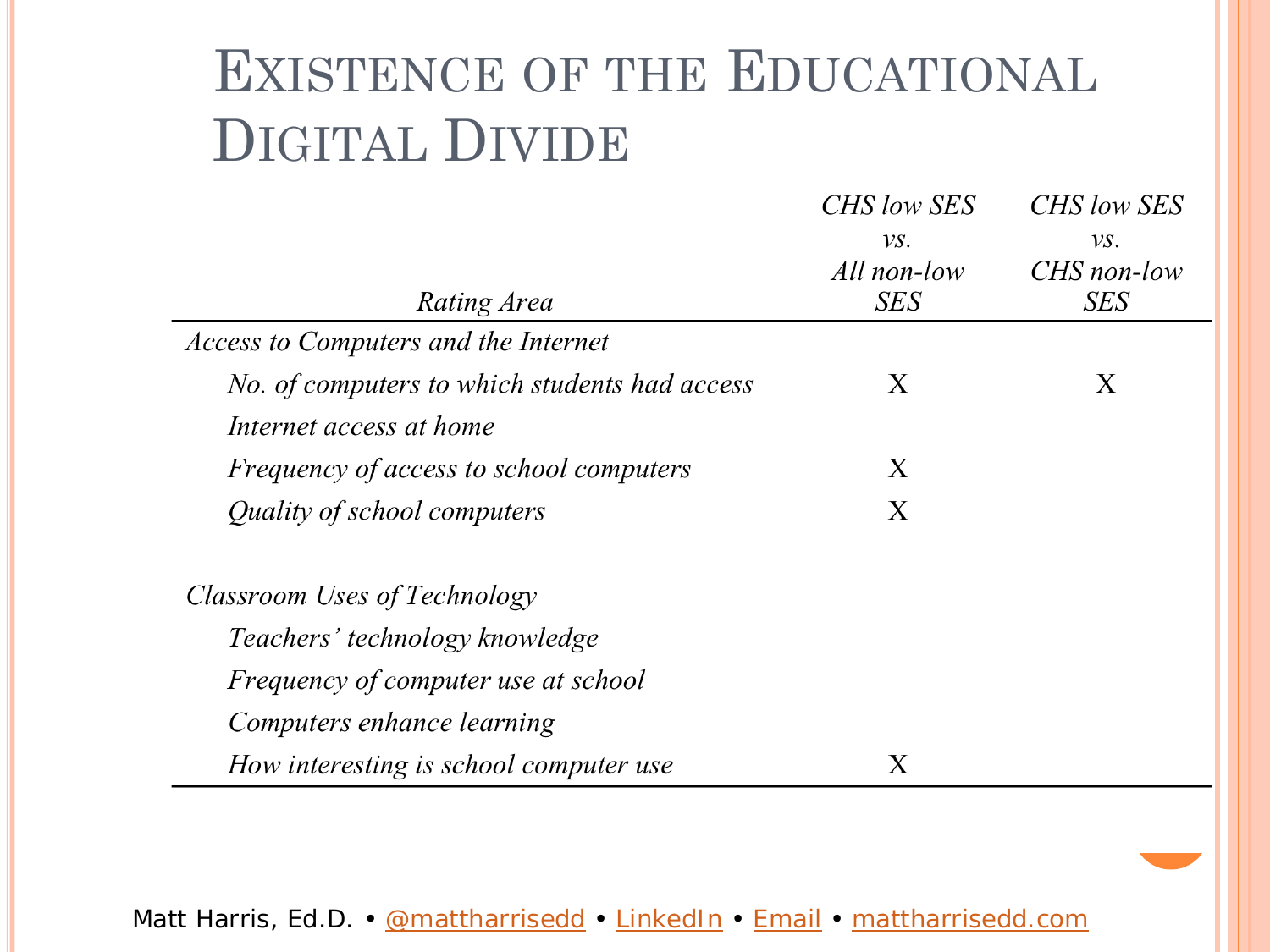# Existence of the Educational Digital Divide

| *Rating Area* | *CHS low SES vs. All non-low SES* | *CHS low SES vs. CHS non-low SES* |
|---|---|---|
| *Access to Computers and the Internet* | | |
| *No. of computers to which students had access* | X | X |
| *Internet access at home* | | |
| *Frequency of access to school computers* | X | |
| *Quality of school computers* | X | |
| *Classroom Uses of Technology* | | |
| *Teachers' technology knowledge* | | |
| *Frequency of computer use at school* | | |
| *Computers enhance learning* | | |
| *How interesting is school computer use* | X | |

Matt Harris, Ed.D. • @mattharrisedd • LinkedIn • Email • mattharrisedd.com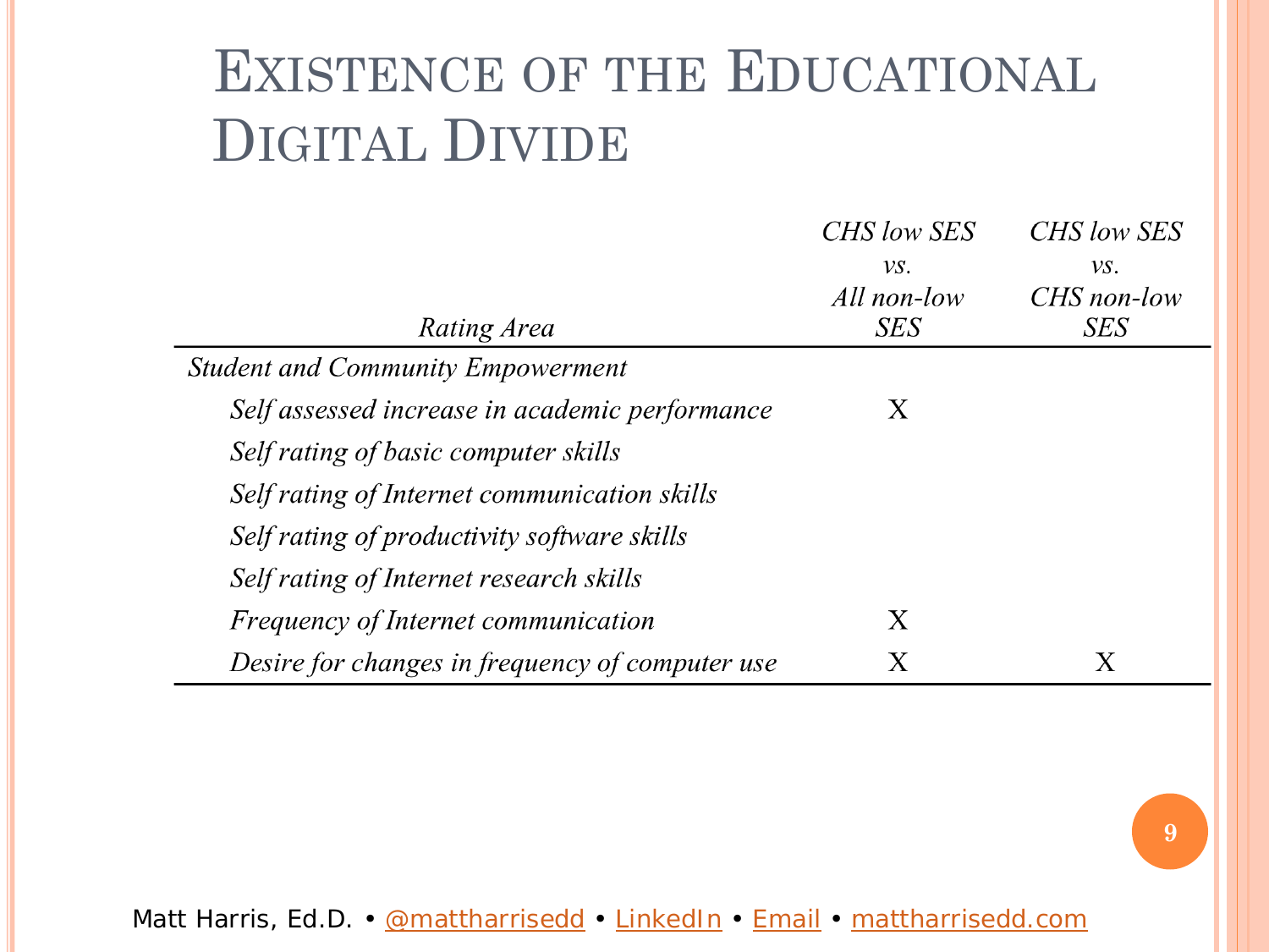# Existence of the Educational Digital Divide

| *Rating Area* | *CHS low SES vs. All non-low SES* | *CHS low SES vs. CHS non-low SES* |
|---|---|---|
| *Student and Community Empowerment* | | |
| *Self assessed increase in academic performance* | X | |
| *Self rating of basic computer skills* | | |
| *Self rating of Internet communication skills* | | |
| *Self rating of productivity software skills* | | |
| *Self rating of Internet research skills* | | |
| *Frequency of Internet communication* | X | |
| *Desire for changes in frequency of computer use* | X | X |

Matt Harris, Ed.D. • @mattharrisedd • LinkedIn • Email • mattharrisedd.com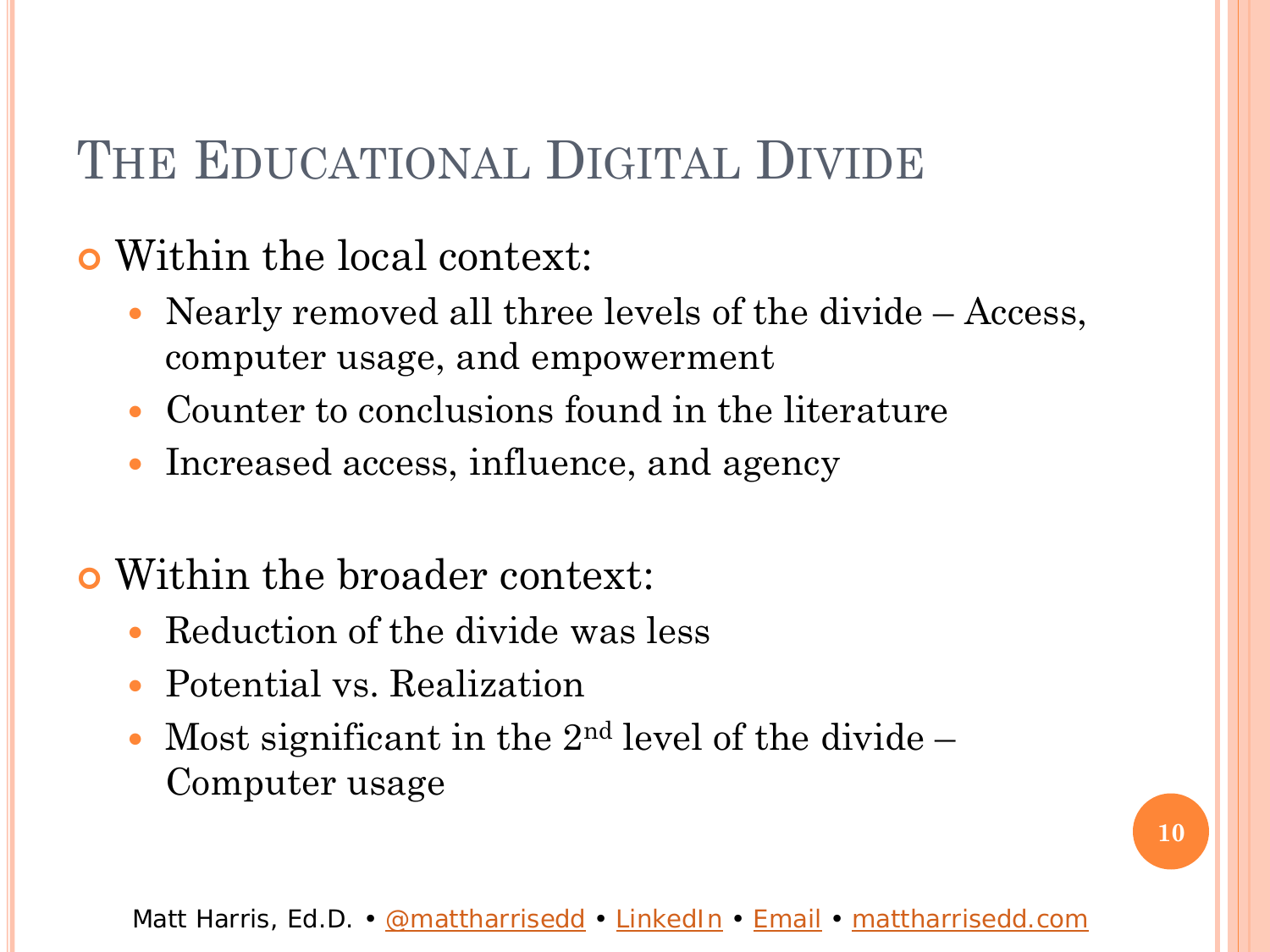# The Educational Digital Divide

- Within the local context:
  - Nearly removed all three levels of the divide – Access, computer usage, and empowerment
  - Counter to conclusions found in the literature
  - Increased access, influence, and agency

- Within the broader context:
  - Reduction of the divide was less
  - Potential vs. Realization
  - Most significant in the 2nd level of the divide – Computer usage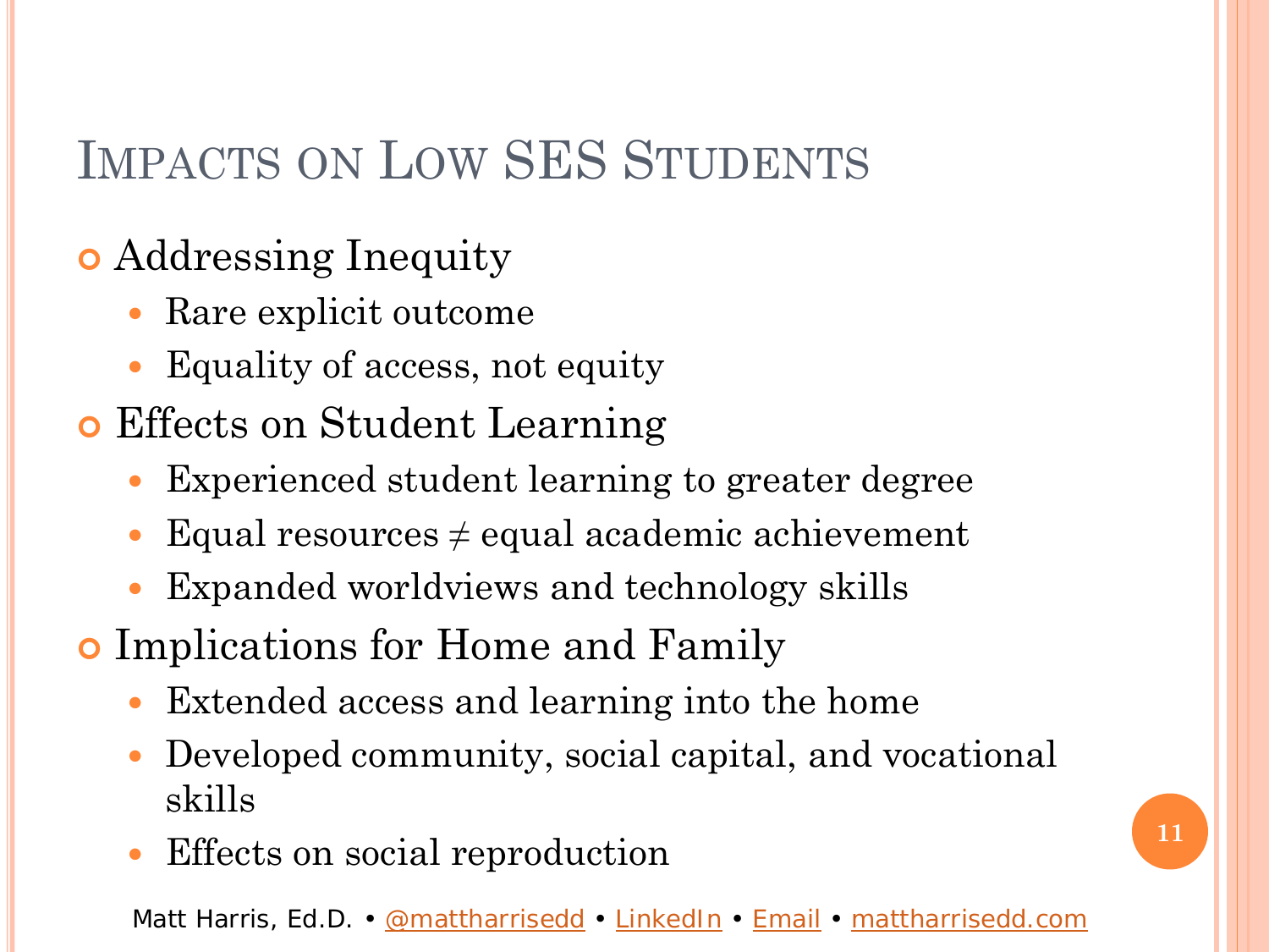# Impacts on Low SES Students

- Addressing Inequity
  - Rare explicit outcome
  - Equality of access, not equity
- Effects on Student Learning
  - Experienced student learning to greater degree
  - Equal resources ≠ equal academic achievement
  - Expanded worldviews and technology skills
- Implications for Home and Family
  - Extended access and learning into the home
  - Developed community, social capital, and vocational skills
  - Effects on social reproduction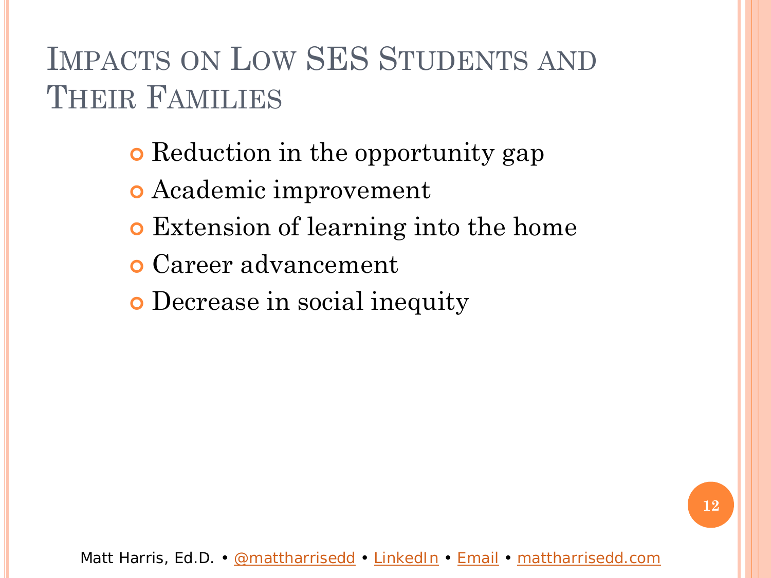# Impacts on Low SES Students and Their Families

- Reduction in the opportunity gap
- Academic improvement
- Extension of learning into the home
- Career advancement
- Decrease in social inequity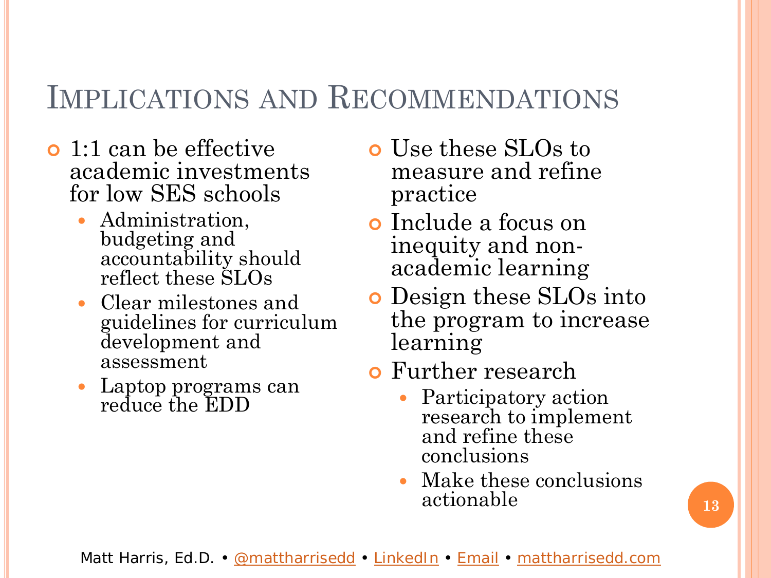# Implications and Recommendations

- 1:1 can be effective academic investments for low SES schools
  - Administration, budgeting and accountability should reflect these SLOs
  - Clear milestones and guidelines for curriculum development and assessment
  - Laptop programs can reduce the EDD
- Use these SLOs to measure and refine practice
- Include a focus on inequity and non-academic learning
- Design these SLOs into the program to increase learning
- Further research
  - Participatory action research to implement and refine these conclusions
  - Make these conclusions actionable

Matt Harris, Ed.D. • @mattharrisedd • LinkedIn • Email • mattharrisedd.com